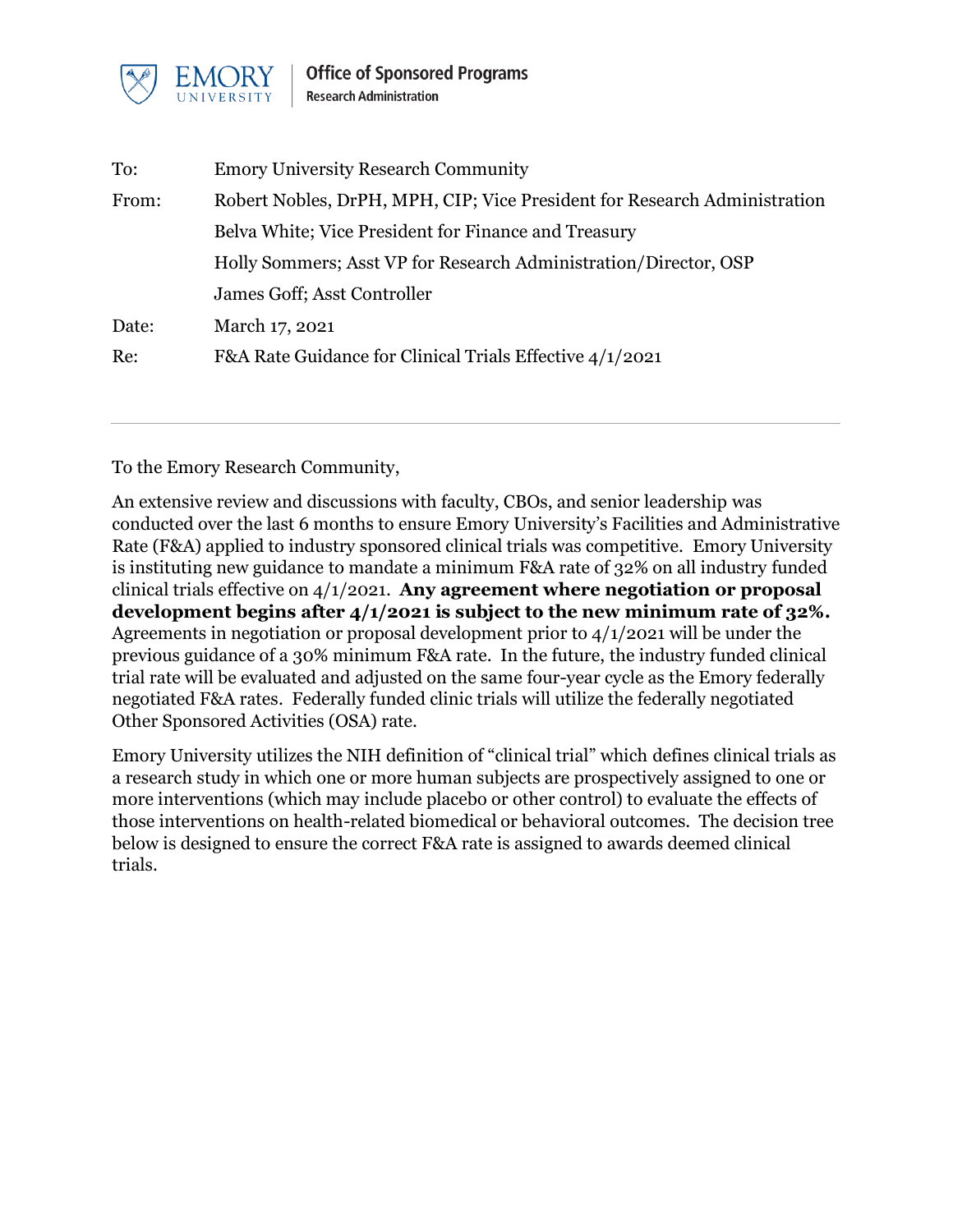Emory University | **Office of Sponsored Programs**
**Research Administration**

| | |
|---|---|
| To: | Emory University Research Community |
| From: | Robert Nobles, DrPH, MPH, CIP; Vice President for Research Administration |
| | Belva White; Vice President for Finance and Treasury |
| | Holly Sommers; Asst VP for Research Administration/Director, OSP |
| | James Goff; Asst Controller |
| Date: | March 17, 2021 |
| Re: | F&A Rate Guidance for Clinical Trials Effective 4/1/2021 |

---

To the Emory Research Community,

An extensive review and discussions with faculty, CBOs, and senior leadership was conducted over the last 6 months to ensure Emory University's Facilities and Administrative Rate (F&A) applied to industry sponsored clinical trials was competitive. Emory University is instituting new guidance to mandate a minimum F&A rate of 32% on all industry funded clinical trials effective on 4/1/2021. **Any agreement where negotiation or proposal development begins after 4/1/2021 is subject to the new minimum rate of 32%.** Agreements in negotiation or proposal development prior to 4/1/2021 will be under the previous guidance of a 30% minimum F&A rate. In the future, the industry funded clinical trial rate will be evaluated and adjusted on the same four-year cycle as the Emory federally negotiated F&A rates. Federally funded clinic trials will utilize the federally negotiated Other Sponsored Activities (OSA) rate.

Emory University utilizes the NIH definition of "clinical trial" which defines clinical trials as a research study in which one or more human subjects are prospectively assigned to one or more interventions (which may include placebo or other control) to evaluate the effects of those interventions on health-related biomedical or behavioral outcomes. The decision tree below is designed to ensure the correct F&A rate is assigned to awards deemed clinical trials.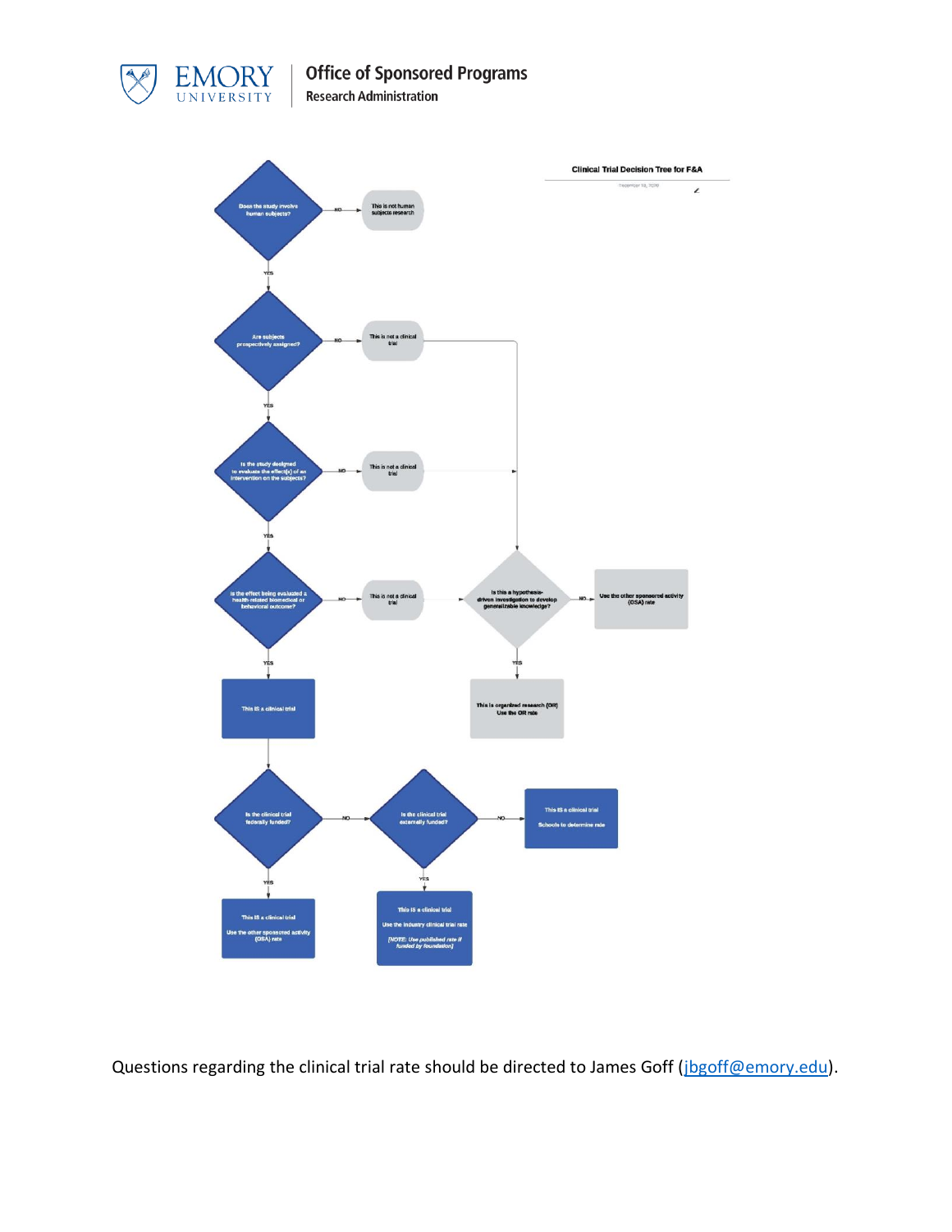**Office of Sponsored Programs**
**Research Administration**

**Clinical Trial Decision Tree for F&A**

Does the study involve human subjects?
NO
This is not human subjects research
YES
Are subjects prospectively assigned?
NO
This is not a clinical trial
YES
Is the study designed to evaluate the effect(s) of an intervention on the subjects?
NO
This is not a clinical trial
YES
Is the effect being evaluated a health-related biomedical or behavioral outcome?
NO
This is not a clinical trial
Is this a hypothesis-driven investigation to develop generalizable knowledge?
NO
Use the other sponsored activity (OSA) rate
YES
This is organized research (OR) Use the OR rate
YES
This IS a clinical trial
Is the clinical trial federally funded?
NO
Is the clinical trial externally funded?
NO
This IS a clinical trial
Schools to determine rate
YES
This IS a clinical trial
Use the industry clinical trial rate
*[NOTE: Use published rate if funded by foundation]*
YES
This IS a clinical trial
Use the other sponsored activity (OSA) rate

Questions regarding the clinical trial rate should be directed to James Goff (jbgoff@emory.edu).